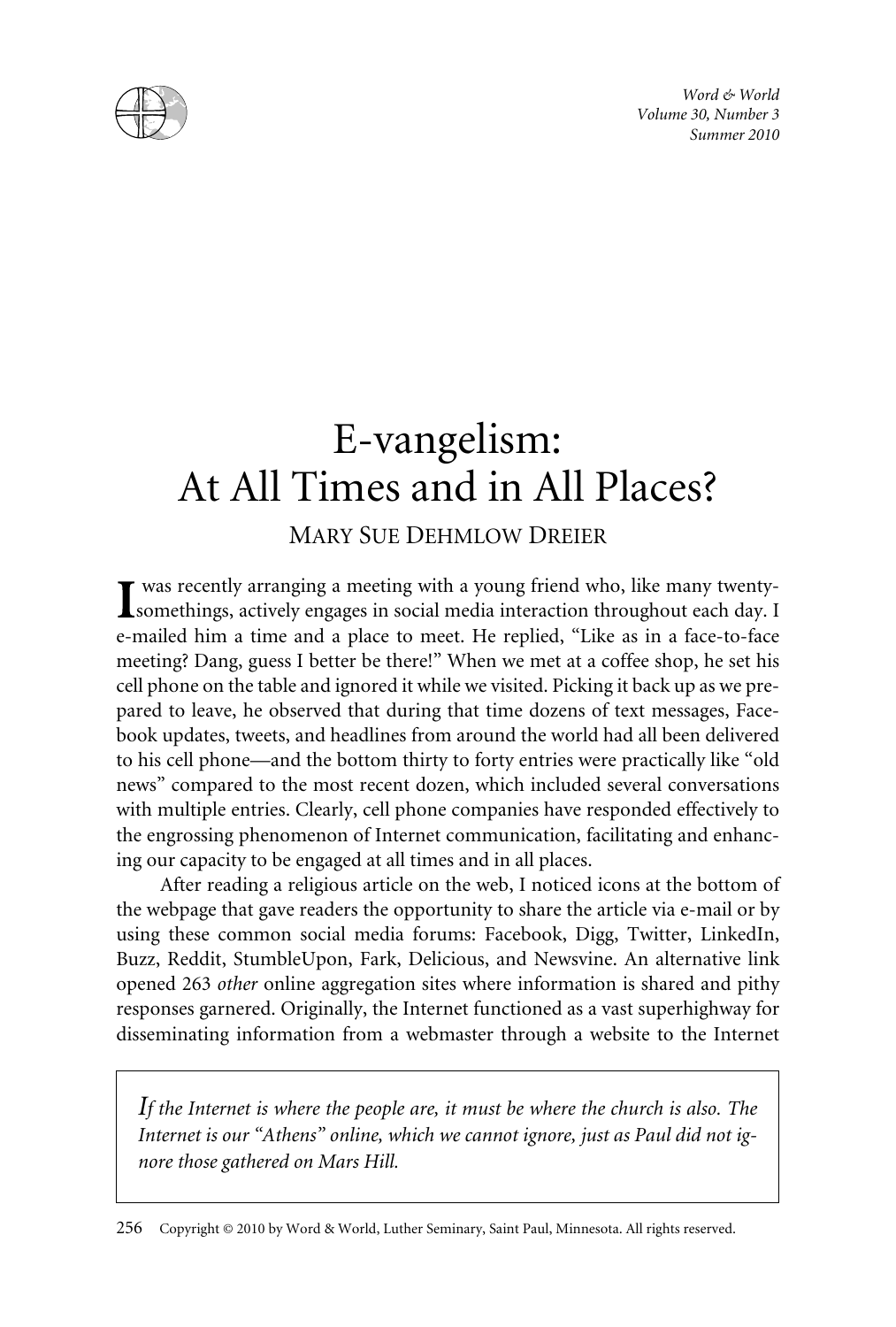# E-vangelism: At All Times and in All Places?

MARY SUE DEHMLOW DREIER

I was recently arranging a meeting with a young friend who, like many twenty-somethings, actively engages in social media interaction throughout each day. I e-mailed him a time and a place to meet. He replied, "Like as in a face-to-face meeting? Dang, guess I better be there!" When we met at a coffee shop, he set his cell phone on the table and ignored it while we visited. Picking it back up as we prepared to leave, he observed that during that time dozens of text messages, Facebook updates, tweets, and headlines from around the world had all been delivered to his cell phone—and the bottom thirty to forty entries were practically like "old news" compared to the most recent dozen, which included several conversations with multiple entries. Clearly, cell phone companies have responded effectively to the engrossing phenomenon of Internet communication, facilitating and enhancing our capacity to be engaged at all times and in all places.

After reading a religious article on the web, I noticed icons at the bottom of the webpage that gave readers the opportunity to share the article via e-mail or by using these common social media forums: Facebook, Digg, Twitter, LinkedIn, Buzz, Reddit, StumbleUpon, Fark, Delicious, and Newsvine. An alternative link opened 263 *other* online aggregation sites where information is shared and pithy responses garnered. Originally, the Internet functioned as a vast superhighway for disseminating information from a webmaster through a website to the Internet

> *If the Internet is where the people are, it must be where the church is also. The Internet is our "Athens" online, which we cannot ignore, just as Paul did not ignore those gathered on Mars Hill.*

Copyright © 2010 by Word & World, Luther Seminary, Saint Paul, Minnesota. All rights reserved.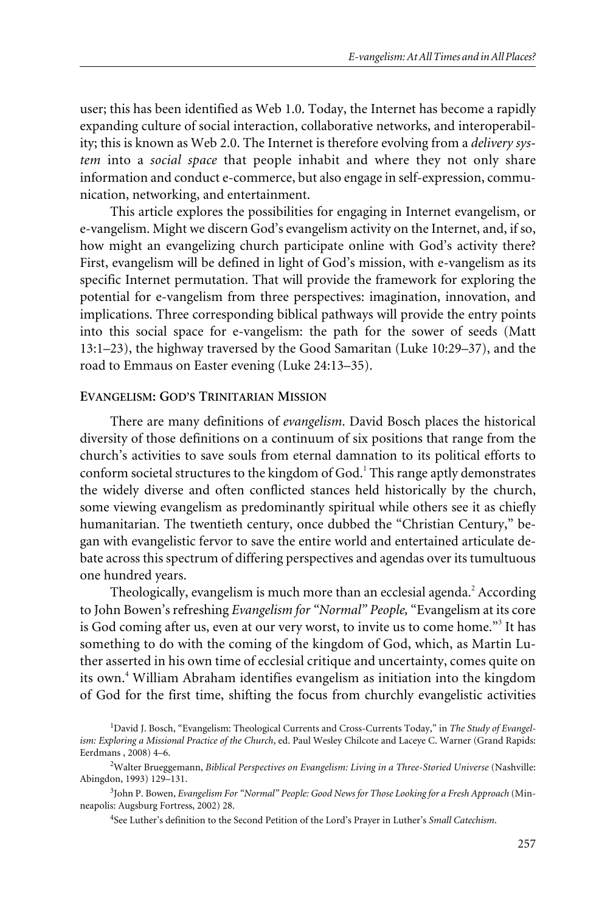user; this has been identified as Web 1.0. Today, the Internet has become a rapidly expanding culture of social interaction, collaborative networks, and interoperability; this is known as Web 2.0. The Internet is therefore evolving from a *delivery system* into a *social space* that people inhabit and where they not only share information and conduct e-commerce, but also engage in self-expression, communication, networking, and entertainment.

This article explores the possibilities for engaging in Internet evangelism, or e-vangelism. Might we discern God's evangelism activity on the Internet, and, if so, how might an evangelizing church participate online with God's activity there? First, evangelism will be defined in light of God's mission, with e-vangelism as its specific Internet permutation. That will provide the framework for exploring the potential for e-vangelism from three perspectives: imagination, innovation, and implications. Three corresponding biblical pathways will provide the entry points into this social space for e-vangelism: the path for the sower of seeds (Matt 13:1–23), the highway traversed by the Good Samaritan (Luke 10:29–37), and the road to Emmaus on Easter evening (Luke 24:13–35).

## Evangelism: God's Trinitarian Mission

There are many definitions of *evangelism*. David Bosch places the historical diversity of those definitions on a continuum of six positions that range from the church's activities to save souls from eternal damnation to its political efforts to conform societal structures to the kingdom of God.[1] This range aptly demonstrates the widely diverse and often conflicted stances held historically by the church, some viewing evangelism as predominantly spiritual while others see it as chiefly humanitarian. The twentieth century, once dubbed the "Christian Century," began with evangelistic fervor to save the entire world and entertained articulate debate across this spectrum of differing perspectives and agendas over its tumultuous one hundred years.

Theologically, evangelism is much more than an ecclesial agenda.[2] According to John Bowen's refreshing *Evangelism for "Normal" People,* "Evangelism at its core is God coming after us, even at our very worst, to invite us to come home."[3] It has something to do with the coming of the kingdom of God, which, as Martin Luther asserted in his own time of ecclesial critique and uncertainty, comes quite on its own.[4] William Abraham identifies evangelism as initiation into the kingdom of God for the first time, shifting the focus from churchly evangelistic activities

---

[1] David J. Bosch, "Evangelism: Theological Currents and Cross-Currents Today," in *The Study of Evangelism: Exploring a Missional Practice of the Church*, ed. Paul Wesley Chilcote and Laceye C. Warner (Grand Rapids: Eerdmans , 2008) 4–6.

[2] Walter Brueggemann, *Biblical Perspectives on Evangelism: Living in a Three-Storied Universe* (Nashville: Abingdon, 1993) 129–131.

[3] John P. Bowen, *Evangelism For "Normal" People: Good News for Those Looking for a Fresh Approach* (Minneapolis: Augsburg Fortress, 2002) 28.

[4] See Luther's definition to the Second Petition of the Lord's Prayer in Luther's *Small Catechism*.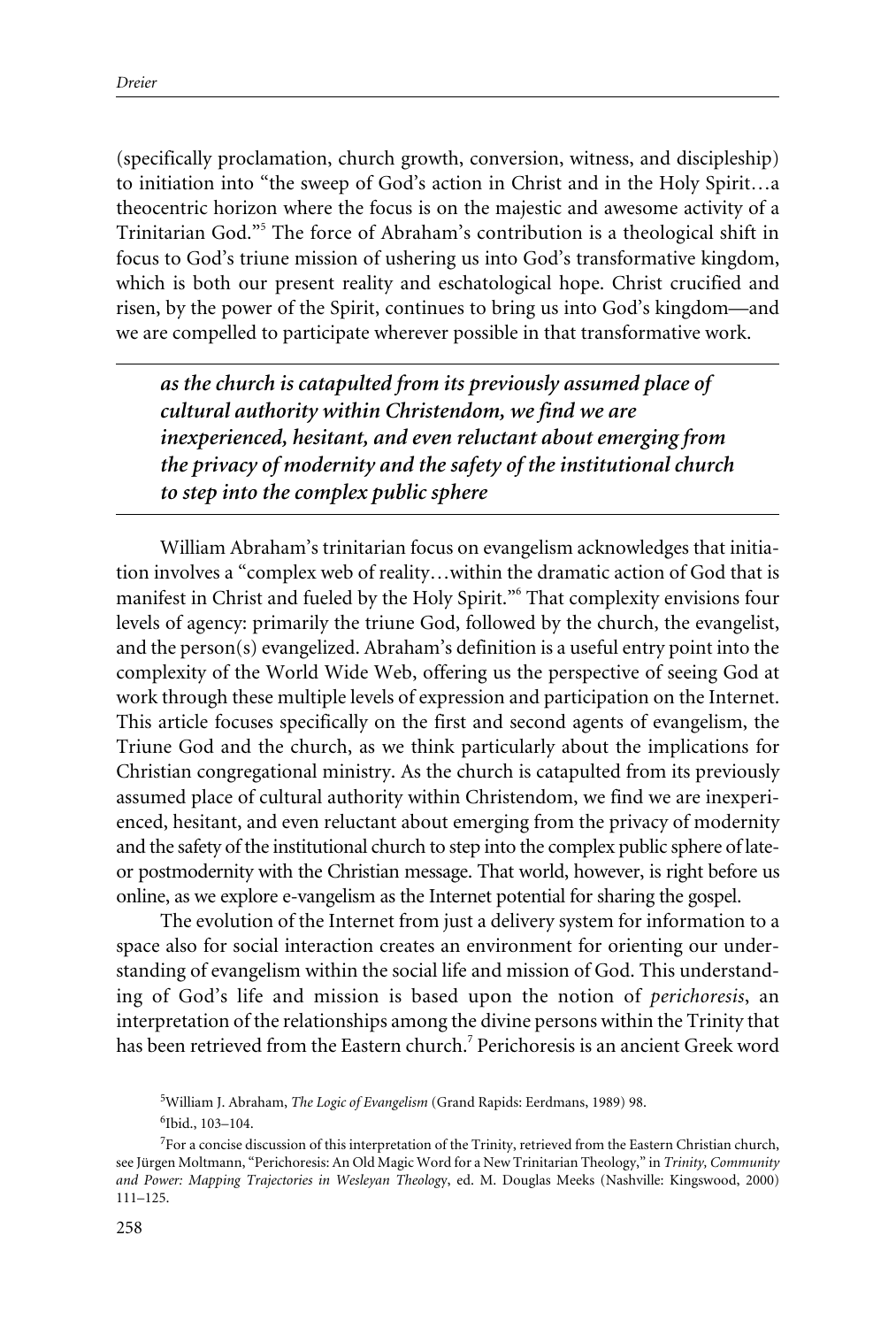(specifically proclamation, church growth, conversion, witness, and discipleship) to initiation into "the sweep of God's action in Christ and in the Holy Spirit…a theocentric horizon where the focus is on the majestic and awesome activity of a Trinitarian God."[5] The force of Abraham's contribution is a theological shift in focus to God's triune mission of ushering us into God's transformative kingdom, which is both our present reality and eschatological hope. Christ crucified and risen, by the power of the Spirit, continues to bring us into God's kingdom—and we are compelled to participate wherever possible in that transformative work.

---

***as the church is catapulted from its previously assumed place of cultural authority within Christendom, we find we are inexperienced, hesitant, and even reluctant about emerging from the privacy of modernity and the safety of the institutional church to step into the complex public sphere***

---

William Abraham's trinitarian focus on evangelism acknowledges that initiation involves a "complex web of reality…within the dramatic action of God that is manifest in Christ and fueled by the Holy Spirit."[6] That complexity envisions four levels of agency: primarily the triune God, followed by the church, the evangelist, and the person(s) evangelized. Abraham's definition is a useful entry point into the complexity of the World Wide Web, offering us the perspective of seeing God at work through these multiple levels of expression and participation on the Internet. This article focuses specifically on the first and second agents of evangelism, the Triune God and the church, as we think particularly about the implications for Christian congregational ministry. As the church is catapulted from its previously assumed place of cultural authority within Christendom, we find we are inexperienced, hesitant, and even reluctant about emerging from the privacy of modernity and the safety of the institutional church to step into the complex public sphere of late- or postmodernity with the Christian message. That world, however, is right before us online, as we explore e-vangelism as the Internet potential for sharing the gospel.

The evolution of the Internet from just a delivery system for information to a space also for social interaction creates an environment for orienting our understanding of evangelism within the social life and mission of God. This understanding of God's life and mission is based upon the notion of *perichoresis*, an interpretation of the relationships among the divine persons within the Trinity that has been retrieved from the Eastern church.[7] Perichoresis is an ancient Greek word

[5] William J. Abraham, *The Logic of Evangelism* (Grand Rapids: Eerdmans, 1989) 98.

[6] Ibid., 103–104.

[7] For a concise discussion of this interpretation of the Trinity, retrieved from the Eastern Christian church, see Jürgen Moltmann, "Perichoresis: An Old Magic Word for a New Trinitarian Theology," in *Trinity, Community and Power: Mapping Trajectories in Wesleyan Theology*, ed. M. Douglas Meeks (Nashville: Kingswood, 2000) 111–125.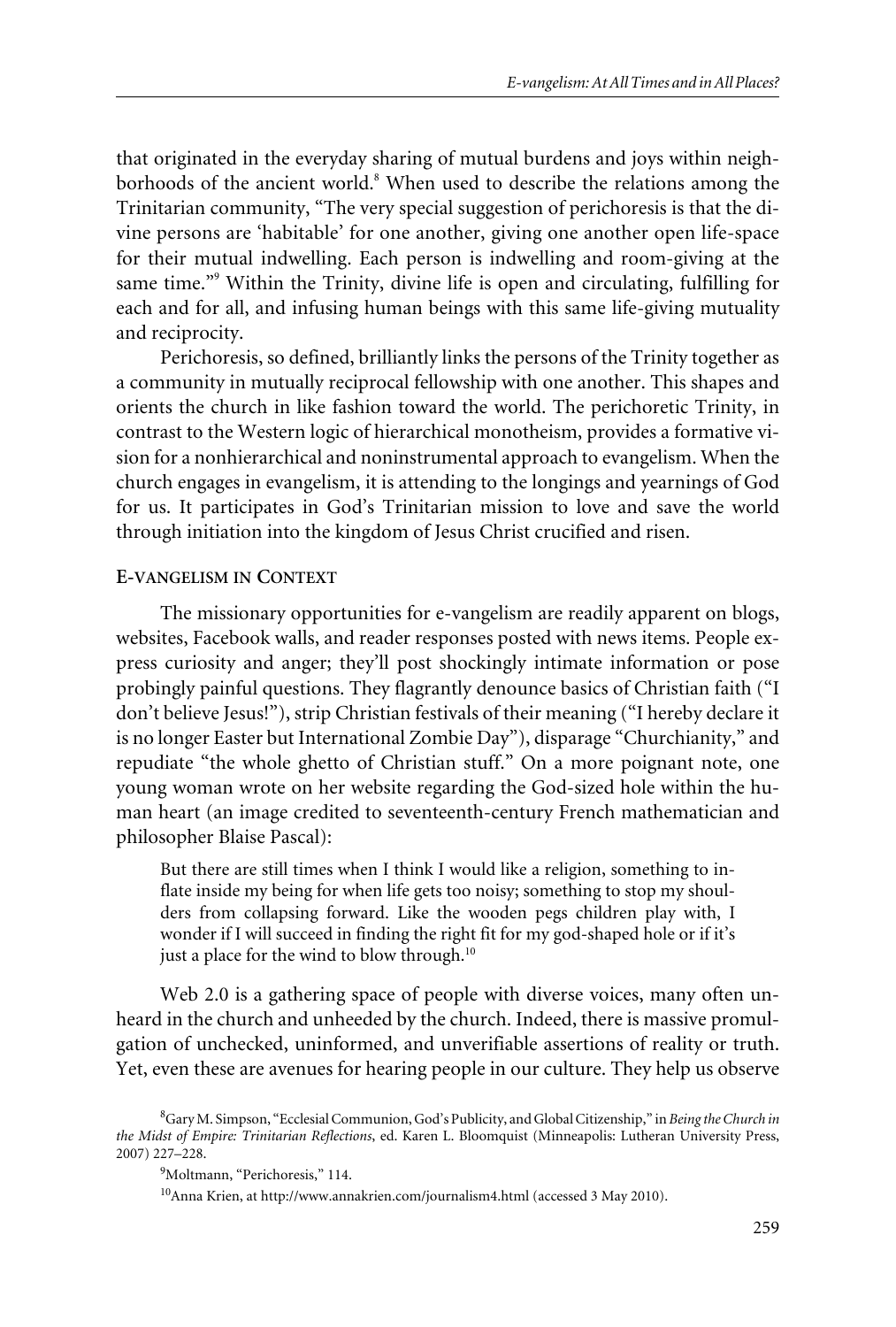that originated in the everyday sharing of mutual burdens and joys within neighborhoods of the ancient world.[8] When used to describe the relations among the Trinitarian community, "The very special suggestion of perichoresis is that the divine persons are 'habitable' for one another, giving one another open life-space for their mutual indwelling. Each person is indwelling and room-giving at the same time."[9] Within the Trinity, divine life is open and circulating, fulfilling for each and for all, and infusing human beings with this same life-giving mutuality and reciprocity.

Perichoresis, so defined, brilliantly links the persons of the Trinity together as a community in mutually reciprocal fellowship with one another. This shapes and orients the church in like fashion toward the world. The perichoretic Trinity, in contrast to the Western logic of hierarchical monotheism, provides a formative vision for a nonhierarchical and noninstrumental approach to evangelism. When the church engages in evangelism, it is attending to the longings and yearnings of God for us. It participates in God's Trinitarian mission to love and save the world through initiation into the kingdom of Jesus Christ crucified and risen.

## E-vangelism in Context

The missionary opportunities for e-vangelism are readily apparent on blogs, websites, Facebook walls, and reader responses posted with news items. People express curiosity and anger; they'll post shockingly intimate information or pose probingly painful questions. They flagrantly denounce basics of Christian faith ("I don't believe Jesus!"), strip Christian festivals of their meaning ("I hereby declare it is no longer Easter but International Zombie Day"), disparage "Churchianity," and repudiate "the whole ghetto of Christian stuff." On a more poignant note, one young woman wrote on her website regarding the God-sized hole within the human heart (an image credited to seventeenth-century French mathematician and philosopher Blaise Pascal):

> But there are still times when I think I would like a religion, something to inflate inside my being for when life gets too noisy; something to stop my shoulders from collapsing forward. Like the wooden pegs children play with, I wonder if I will succeed in finding the right fit for my god-shaped hole or if it's just a place for the wind to blow through.[10]

Web 2.0 is a gathering space of people with diverse voices, many often unheard in the church and unheeded by the church. Indeed, there is massive promulgation of unchecked, uninformed, and unverifiable assertions of reality or truth. Yet, even these are avenues for hearing people in our culture. They help us observe

---

[8] Gary M. Simpson, "Ecclesial Communion, God's Publicity, and Global Citizenship," in *Being the Church in the Midst of Empire: Trinitarian Reflections*, ed. Karen L. Bloomquist (Minneapolis: Lutheran University Press, 2007) 227–228.

[9] Moltmann, "Perichoresis," 114.

[10] Anna Krien, at http://www.annakrien.com/journalism4.html (accessed 3 May 2010).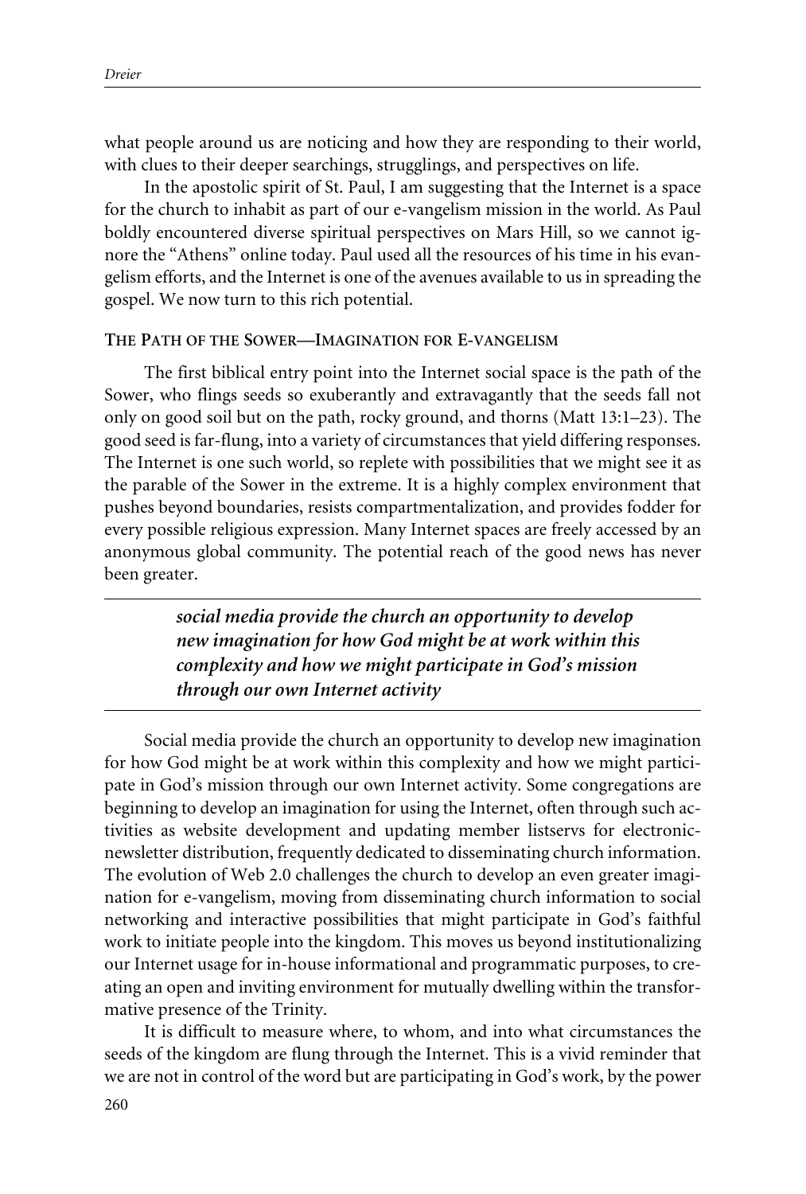what people around us are noticing and how they are responding to their world, with clues to their deeper searchings, strugglings, and perspectives on life.

In the apostolic spirit of St. Paul, I am suggesting that the Internet is a space for the church to inhabit as part of our e-vangelism mission in the world. As Paul boldly encountered diverse spiritual perspectives on Mars Hill, so we cannot ignore the "Athens" online today. Paul used all the resources of his time in his evangelism efforts, and the Internet is one of the avenues available to us in spreading the gospel. We now turn to this rich potential.

### The Path of the Sower—Imagination for E-vangelism

The first biblical entry point into the Internet social space is the path of the Sower, who flings seeds so exuberantly and extravagantly that the seeds fall not only on good soil but on the path, rocky ground, and thorns (Matt 13:1–23). The good seed is far-flung, into a variety of circumstances that yield differing responses. The Internet is one such world, so replete with possibilities that we might see it as the parable of the Sower in the extreme. It is a highly complex environment that pushes beyond boundaries, resists compartmentalization, and provides fodder for every possible religious expression. Many Internet spaces are freely accessed by an anonymous global community. The potential reach of the good news has never been greater.

> ***social media provide the church an opportunity to develop new imagination for how God might be at work within this complexity and how we might participate in God's mission through our own Internet activity***

Social media provide the church an opportunity to develop new imagination for how God might be at work within this complexity and how we might participate in God's mission through our own Internet activity. Some congregations are beginning to develop an imagination for using the Internet, often through such activities as website development and updating member listservs for electronic-newsletter distribution, frequently dedicated to disseminating church information. The evolution of Web 2.0 challenges the church to develop an even greater imagination for e-vangelism, moving from disseminating church information to social networking and interactive possibilities that might participate in God's faithful work to initiate people into the kingdom. This moves us beyond institutionalizing our Internet usage for in-house informational and programmatic purposes, to creating an open and inviting environment for mutually dwelling within the transformative presence of the Trinity.

It is difficult to measure where, to whom, and into what circumstances the seeds of the kingdom are flung through the Internet. This is a vivid reminder that we are not in control of the word but are participating in God's work, by the power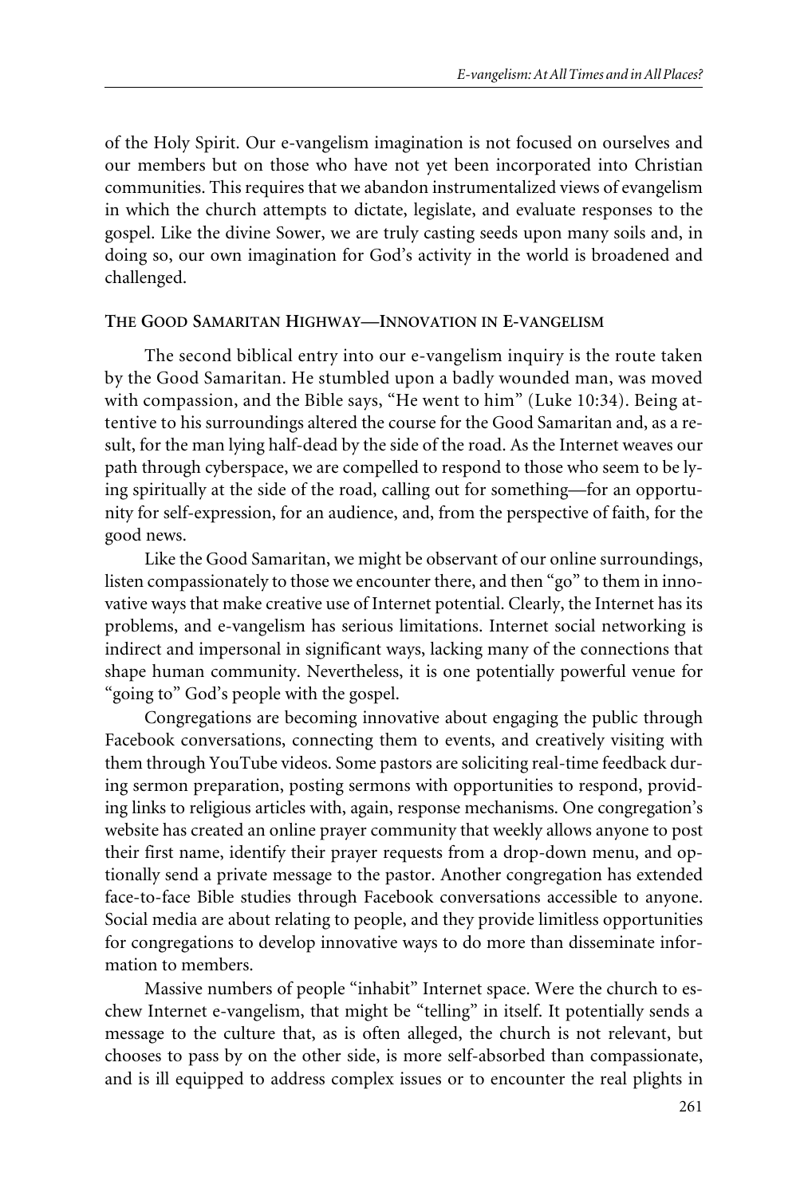of the Holy Spirit. Our e-vangelism imagination is not focused on ourselves and our members but on those who have not yet been incorporated into Christian communities. This requires that we abandon instrumentalized views of evangelism in which the church attempts to dictate, legislate, and evaluate responses to the gospel. Like the divine Sower, we are truly casting seeds upon many soils and, in doing so, our own imagination for God's activity in the world is broadened and challenged.

### The Good Samaritan Highway—Innovation in E-vangelism

The second biblical entry into our e-vangelism inquiry is the route taken by the Good Samaritan. He stumbled upon a badly wounded man, was moved with compassion, and the Bible says, "He went to him" (Luke 10:34). Being attentive to his surroundings altered the course for the Good Samaritan and, as a result, for the man lying half-dead by the side of the road. As the Internet weaves our path through cyberspace, we are compelled to respond to those who seem to be lying spiritually at the side of the road, calling out for something—for an opportunity for self-expression, for an audience, and, from the perspective of faith, for the good news.

Like the Good Samaritan, we might be observant of our online surroundings, listen compassionately to those we encounter there, and then "go" to them in innovative ways that make creative use of Internet potential. Clearly, the Internet has its problems, and e-vangelism has serious limitations. Internet social networking is indirect and impersonal in significant ways, lacking many of the connections that shape human community. Nevertheless, it is one potentially powerful venue for "going to" God's people with the gospel.

Congregations are becoming innovative about engaging the public through Facebook conversations, connecting them to events, and creatively visiting with them through YouTube videos. Some pastors are soliciting real-time feedback during sermon preparation, posting sermons with opportunities to respond, providing links to religious articles with, again, response mechanisms. One congregation's website has created an online prayer community that weekly allows anyone to post their first name, identify their prayer requests from a drop-down menu, and optionally send a private message to the pastor. Another congregation has extended face-to-face Bible studies through Facebook conversations accessible to anyone. Social media are about relating to people, and they provide limitless opportunities for congregations to develop innovative ways to do more than disseminate information to members.

Massive numbers of people "inhabit" Internet space. Were the church to eschew Internet e-vangelism, that might be "telling" in itself. It potentially sends a message to the culture that, as is often alleged, the church is not relevant, but chooses to pass by on the other side, is more self-absorbed than compassionate, and is ill equipped to address complex issues or to encounter the real plights in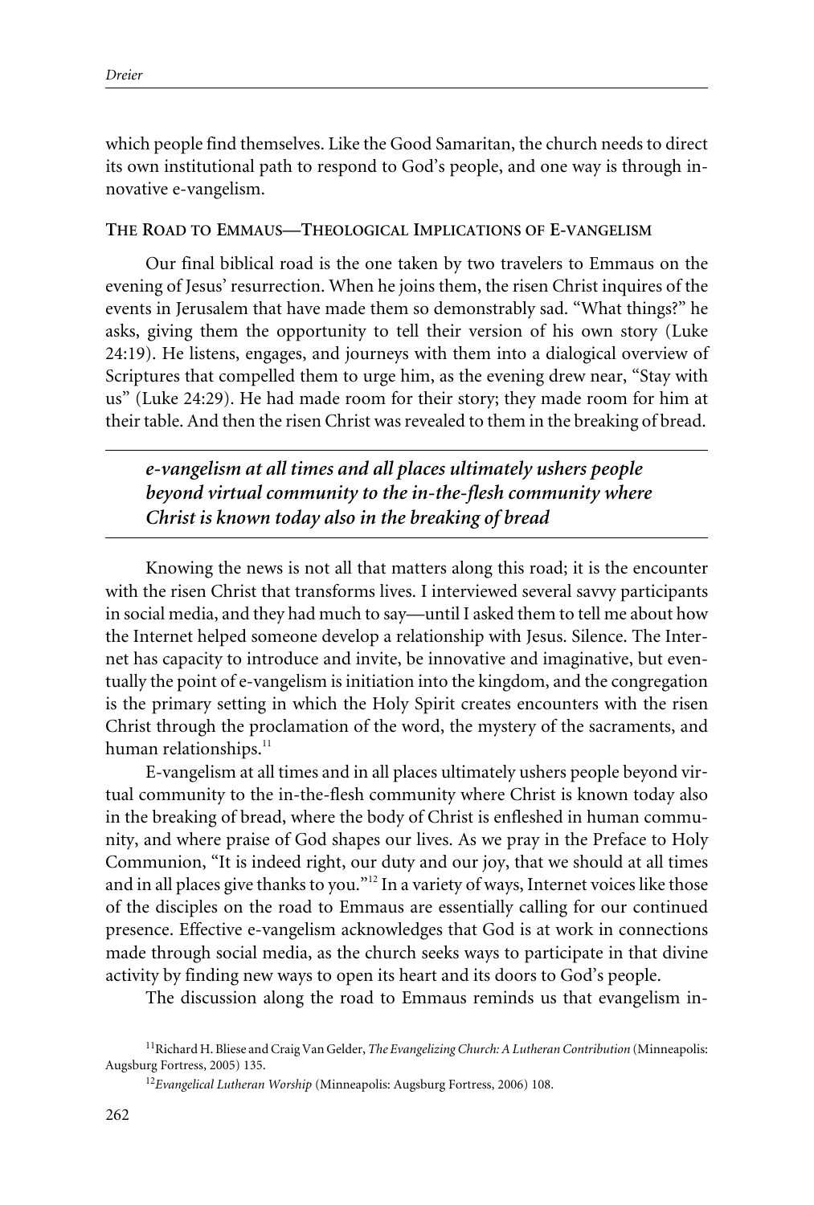which people find themselves. Like the Good Samaritan, the church needs to direct its own institutional path to respond to God's people, and one way is through innovative e-vangelism.

## The Road to Emmaus—Theological Implications of E-vangelism

Our final biblical road is the one taken by two travelers to Emmaus on the evening of Jesus' resurrection. When he joins them, the risen Christ inquires of the events in Jerusalem that have made them so demonstrably sad. "What things?" he asks, giving them the opportunity to tell their version of his own story (Luke 24:19). He listens, engages, and journeys with them into a dialogical overview of Scriptures that compelled them to urge him, as the evening drew near, "Stay with us" (Luke 24:29). He had made room for their story; they made room for him at their table. And then the risen Christ was revealed to them in the breaking of bread.

> ***e-vangelism at all times and all places ultimately ushers people beyond virtual community to the in-the-flesh community where Christ is known today also in the breaking of bread***

Knowing the news is not all that matters along this road; it is the encounter with the risen Christ that transforms lives. I interviewed several savvy participants in social media, and they had much to say—until I asked them to tell me about how the Internet helped someone develop a relationship with Jesus. Silence. The Internet has capacity to introduce and invite, be innovative and imaginative, but eventually the point of e-vangelism is initiation into the kingdom, and the congregation is the primary setting in which the Holy Spirit creates encounters with the risen Christ through the proclamation of the word, the mystery of the sacraments, and human relationships.[11]

E-vangelism at all times and in all places ultimately ushers people beyond virtual community to the in-the-flesh community where Christ is known today also in the breaking of bread, where the body of Christ is enfleshed in human community, and where praise of God shapes our lives. As we pray in the Preface to Holy Communion, "It is indeed right, our duty and our joy, that we should at all times and in all places give thanks to you."[12] In a variety of ways, Internet voices like those of the disciples on the road to Emmaus are essentially calling for our continued presence. Effective e-vangelism acknowledges that God is at work in connections made through social media, as the church seeks ways to participate in that divine activity by finding new ways to open its heart and its doors to God's people.

The discussion along the road to Emmaus reminds us that evangelism in-

---

[11] Richard H. Bliese and Craig Van Gelder, *The Evangelizing Church: A Lutheran Contribution* (Minneapolis: Augsburg Fortress, 2005) 135.

[12] *Evangelical Lutheran Worship* (Minneapolis: Augsburg Fortress, 2006) 108.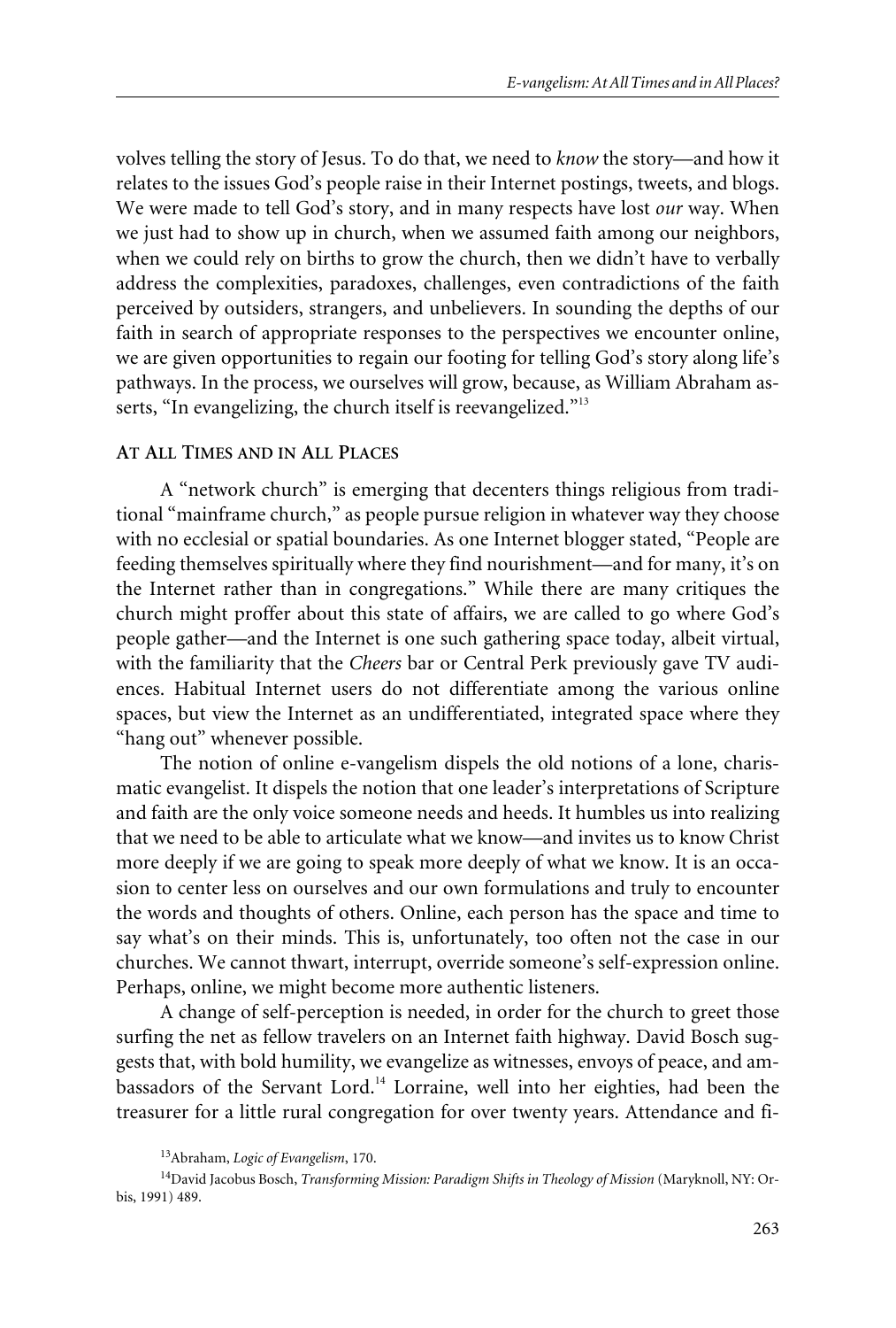volves telling the story of Jesus. To do that, we need to *know* the story—and how it relates to the issues God's people raise in their Internet postings, tweets, and blogs. We were made to tell God's story, and in many respects have lost *our* way. When we just had to show up in church, when we assumed faith among our neighbors, when we could rely on births to grow the church, then we didn't have to verbally address the complexities, paradoxes, challenges, even contradictions of the faith perceived by outsiders, strangers, and unbelievers. In sounding the depths of our faith in search of appropriate responses to the perspectives we encounter online, we are given opportunities to regain our footing for telling God's story along life's pathways. In the process, we ourselves will grow, because, as William Abraham asserts, "In evangelizing, the church itself is reevangelized."[13]

## At All Times and in All Places

A "network church" is emerging that decenters things religious from traditional "mainframe church," as people pursue religion in whatever way they choose with no ecclesial or spatial boundaries. As one Internet blogger stated, "People are feeding themselves spiritually where they find nourishment—and for many, it's on the Internet rather than in congregations." While there are many critiques the church might proffer about this state of affairs, we are called to go where God's people gather—and the Internet is one such gathering space today, albeit virtual, with the familiarity that the *Cheers* bar or Central Perk previously gave TV audiences. Habitual Internet users do not differentiate among the various online spaces, but view the Internet as an undifferentiated, integrated space where they "hang out" whenever possible.

The notion of online e-vangelism dispels the old notions of a lone, charismatic evangelist. It dispels the notion that one leader's interpretations of Scripture and faith are the only voice someone needs and heeds. It humbles us into realizing that we need to be able to articulate what we know—and invites us to know Christ more deeply if we are going to speak more deeply of what we know. It is an occasion to center less on ourselves and our own formulations and truly to encounter the words and thoughts of others. Online, each person has the space and time to say what's on their minds. This is, unfortunately, too often not the case in our churches. We cannot thwart, interrupt, override someone's self-expression online. Perhaps, online, we might become more authentic listeners.

A change of self-perception is needed, in order for the church to greet those surfing the net as fellow travelers on an Internet faith highway. David Bosch suggests that, with bold humility, we evangelize as witnesses, envoys of peace, and ambassadors of the Servant Lord.[14] Lorraine, well into her eighties, had been the treasurer for a little rural congregation for over twenty years. Attendance and fi-

---

[13] Abraham, *Logic of Evangelism*, 170.

[14] David Jacobus Bosch, *Transforming Mission: Paradigm Shifts in Theology of Mission* (Maryknoll, NY: Orbis, 1991) 489.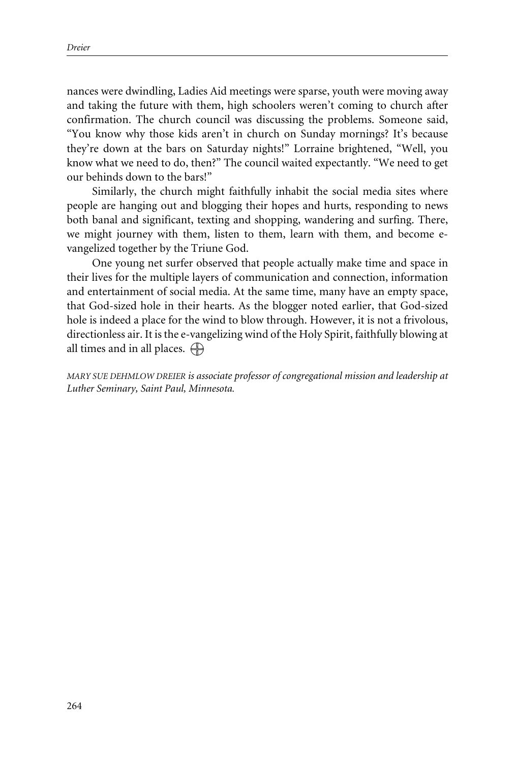nances were dwindling, Ladies Aid meetings were sparse, youth were moving away and taking the future with them, high schoolers weren't coming to church after confirmation. The church council was discussing the problems. Someone said, "You know why those kids aren't in church on Sunday mornings? It's because they're down at the bars on Saturday nights!" Lorraine brightened, "Well, you know what we need to do, then?" The council waited expectantly. "We need to get our behinds down to the bars!"

Similarly, the church might faithfully inhabit the social media sites where people are hanging out and blogging their hopes and hurts, responding to news both banal and significant, texting and shopping, wandering and surfing. There, we might journey with them, listen to them, learn with them, and become e-vangelized together by the Triune God.

One young net surfer observed that people actually make time and space in their lives for the multiple layers of communication and connection, information and entertainment of social media. At the same time, many have an empty space, that God-sized hole in their hearts. As the blogger noted earlier, that God-sized hole is indeed a place for the wind to blow through. However, it is not a frivolous, directionless air. It is the e-vangelizing wind of the Holy Spirit, faithfully blowing at all times and in all places. ⊕

*MARY SUE DEHMLOW DREIER is associate professor of congregational mission and leadership at Luther Seminary, Saint Paul, Minnesota.*